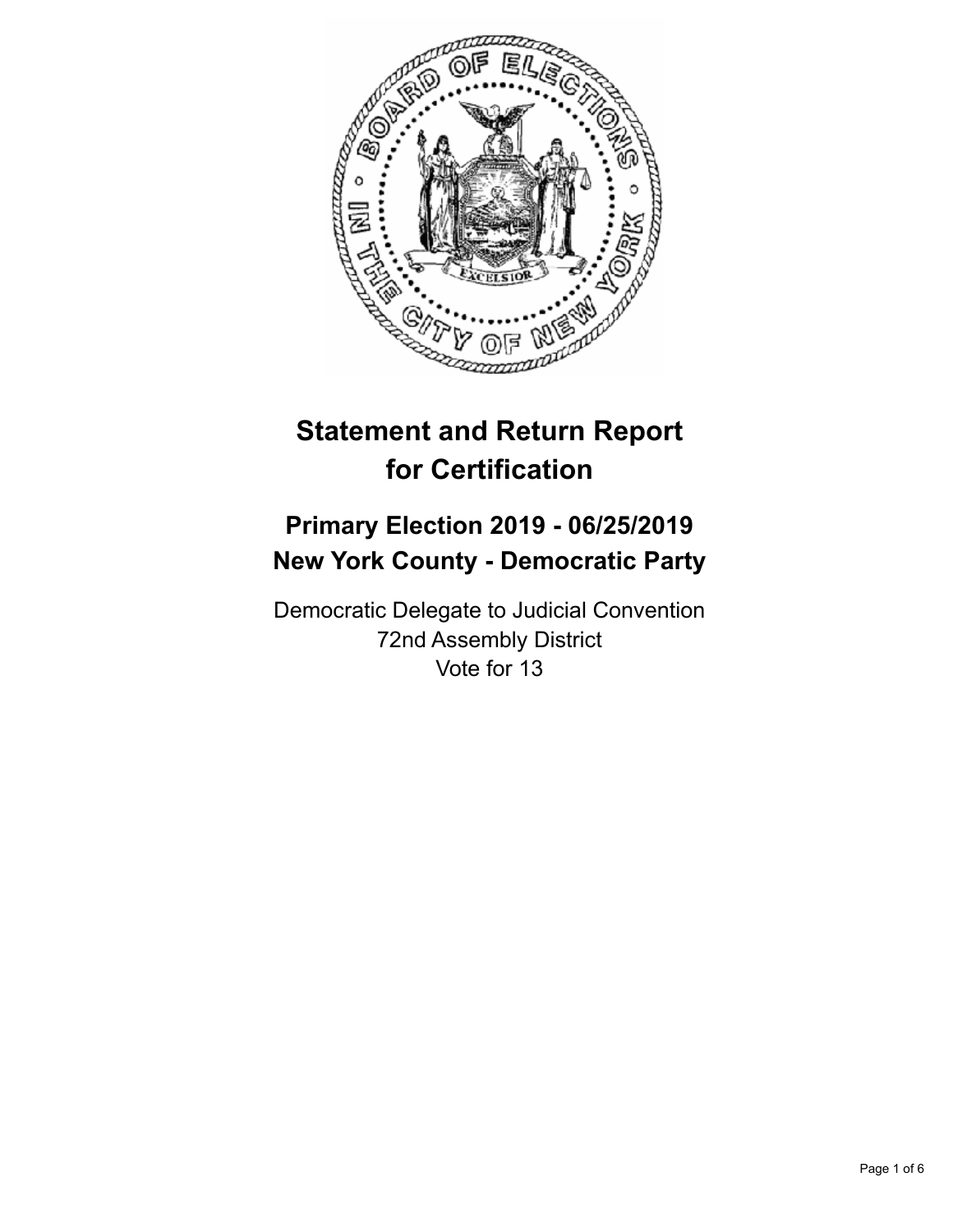# Statement and Return Report for Certification

## Primary Election 2019 - 06/25/2019
## New York County - Democratic Party

Democratic Delegate to Judicial Convention
72nd Assembly District
Vote for 13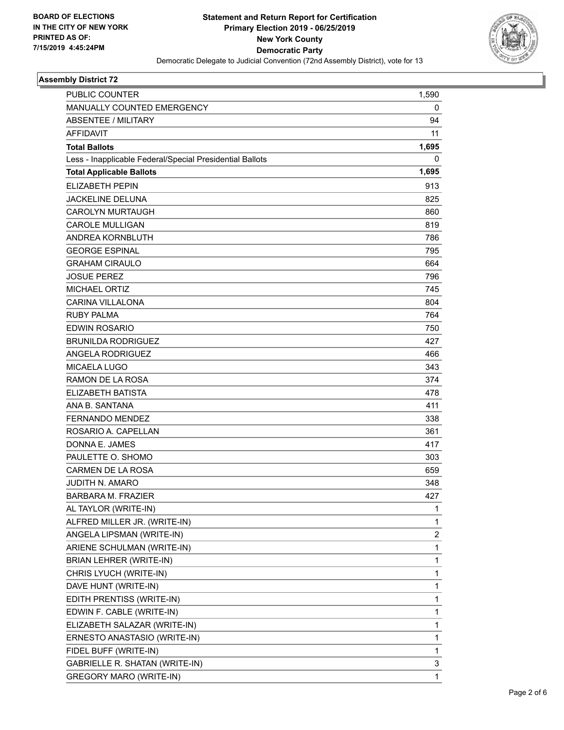BOARD OF ELECTIONS
IN THE CITY OF NEW YORK
PRINTED AS OF:
7/15/2019 4:45:24PM

**Statement and Return Report for Certification**
**Primary Election 2019 - 06/25/2019**
**New York County**
**Democratic Party**
Democratic Delegate to Judicial Convention (72nd Assembly District), vote for 13

## Assembly District 72

| | |
|---|---|
| PUBLIC COUNTER | 1,590 |
| MANUALLY COUNTED EMERGENCY | 0 |
| ABSENTEE / MILITARY | 94 |
| AFFIDAVIT | 11 |
| **Total Ballots** | **1,695** |
| Less - Inapplicable Federal/Special Presidential Ballots | 0 |
| **Total Applicable Ballots** | **1,695** |
| ELIZABETH PEPIN | 913 |
| JACKELINE DELUNA | 825 |
| CAROLYN MURTAUGH | 860 |
| CAROLE MULLIGAN | 819 |
| ANDREA KORNBLUTH | 786 |
| GEORGE ESPINAL | 795 |
| GRAHAM CIRAULO | 664 |
| JOSUE PEREZ | 796 |
| MICHAEL ORTIZ | 745 |
| CARINA VILLALONA | 804 |
| RUBY PALMA | 764 |
| EDWIN ROSARIO | 750 |
| BRUNILDA RODRIGUEZ | 427 |
| ANGELA RODRIGUEZ | 466 |
| MICAELA LUGO | 343 |
| RAMON DE LA ROSA | 374 |
| ELIZABETH BATISTA | 478 |
| ANA B. SANTANA | 411 |
| FERNANDO MENDEZ | 338 |
| ROSARIO A. CAPELLAN | 361 |
| DONNA E. JAMES | 417 |
| PAULETTE O. SHOMO | 303 |
| CARMEN DE LA ROSA | 659 |
| JUDITH N. AMARO | 348 |
| BARBARA M. FRAZIER | 427 |
| AL TAYLOR (WRITE-IN) | 1 |
| ALFRED MILLER JR. (WRITE-IN) | 1 |
| ANGELA LIPSMAN (WRITE-IN) | 2 |
| ARIENE SCHULMAN (WRITE-IN) | 1 |
| BRIAN LEHRER (WRITE-IN) | 1 |
| CHRIS LYUCH (WRITE-IN) | 1 |
| DAVE HUNT (WRITE-IN) | 1 |
| EDITH PRENTISS (WRITE-IN) | 1 |
| EDWIN F. CABLE (WRITE-IN) | 1 |
| ELIZABETH SALAZAR (WRITE-IN) | 1 |
| ERNESTO ANASTASIO (WRITE-IN) | 1 |
| FIDEL BUFF (WRITE-IN) | 1 |
| GABRIELLE R. SHATAN (WRITE-IN) | 3 |
| GREGORY MARO (WRITE-IN) | 1 |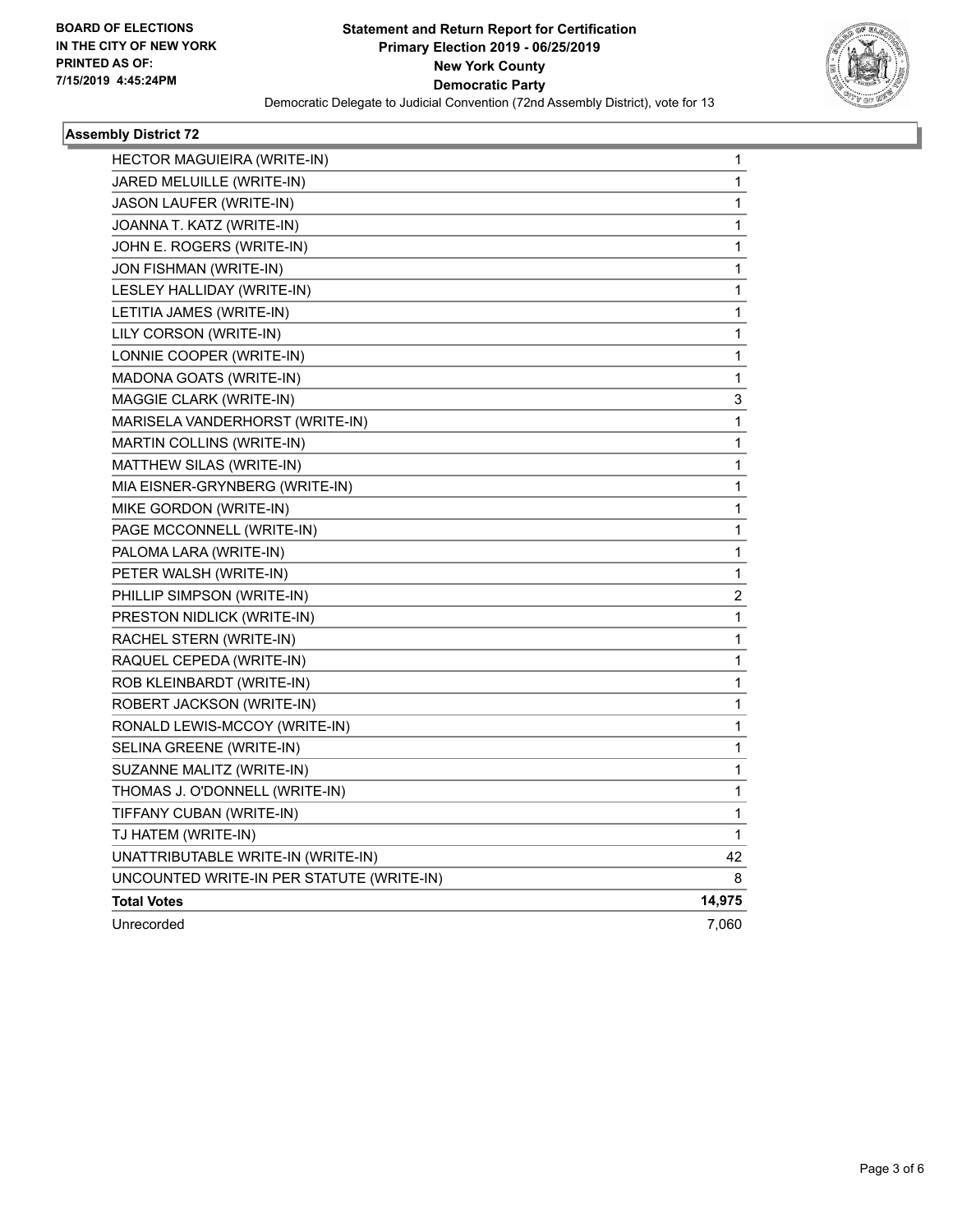**BOARD OF ELECTIONS IN THE CITY OF NEW YORK PRINTED AS OF: 7/15/2019 4:45:24PM**

**Statement and Return Report for Certification**
**Primary Election 2019 - 06/25/2019**
**New York County**
**Democratic Party**
Democratic Delegate to Judicial Convention (72nd Assembly District), vote for 13

### Assembly District 72

| Candidate | Votes |
|---|---|
| HECTOR MAGUIEIRA (WRITE-IN) | 1 |
| JARED MELUILLE (WRITE-IN) | 1 |
| JASON LAUFER (WRITE-IN) | 1 |
| JOANNA T. KATZ (WRITE-IN) | 1 |
| JOHN E. ROGERS (WRITE-IN) | 1 |
| JON FISHMAN (WRITE-IN) | 1 |
| LESLEY HALLIDAY (WRITE-IN) | 1 |
| LETITIA JAMES (WRITE-IN) | 1 |
| LILY CORSON (WRITE-IN) | 1 |
| LONNIE COOPER (WRITE-IN) | 1 |
| MADONA GOATS (WRITE-IN) | 1 |
| MAGGIE CLARK (WRITE-IN) | 3 |
| MARISELA VANDERHORST (WRITE-IN) | 1 |
| MARTIN COLLINS (WRITE-IN) | 1 |
| MATTHEW SILAS (WRITE-IN) | 1 |
| MIA EISNER-GRYNBERG (WRITE-IN) | 1 |
| MIKE GORDON (WRITE-IN) | 1 |
| PAGE MCCONNELL (WRITE-IN) | 1 |
| PALOMA LARA (WRITE-IN) | 1 |
| PETER WALSH (WRITE-IN) | 1 |
| PHILLIP SIMPSON (WRITE-IN) | 2 |
| PRESTON NIDLICK (WRITE-IN) | 1 |
| RACHEL STERN (WRITE-IN) | 1 |
| RAQUEL CEPEDA (WRITE-IN) | 1 |
| ROB KLEINBARDT (WRITE-IN) | 1 |
| ROBERT JACKSON (WRITE-IN) | 1 |
| RONALD LEWIS-MCCOY (WRITE-IN) | 1 |
| SELINA GREENE (WRITE-IN) | 1 |
| SUZANNE MALITZ (WRITE-IN) | 1 |
| THOMAS J. O'DONNELL (WRITE-IN) | 1 |
| TIFFANY CUBAN (WRITE-IN) | 1 |
| TJ HATEM (WRITE-IN) | 1 |
| UNATTRIBUTABLE WRITE-IN (WRITE-IN) | 42 |
| UNCOUNTED WRITE-IN PER STATUTE (WRITE-IN) | 8 |
| **Total Votes** | **14,975** |
| Unrecorded | 7,060 |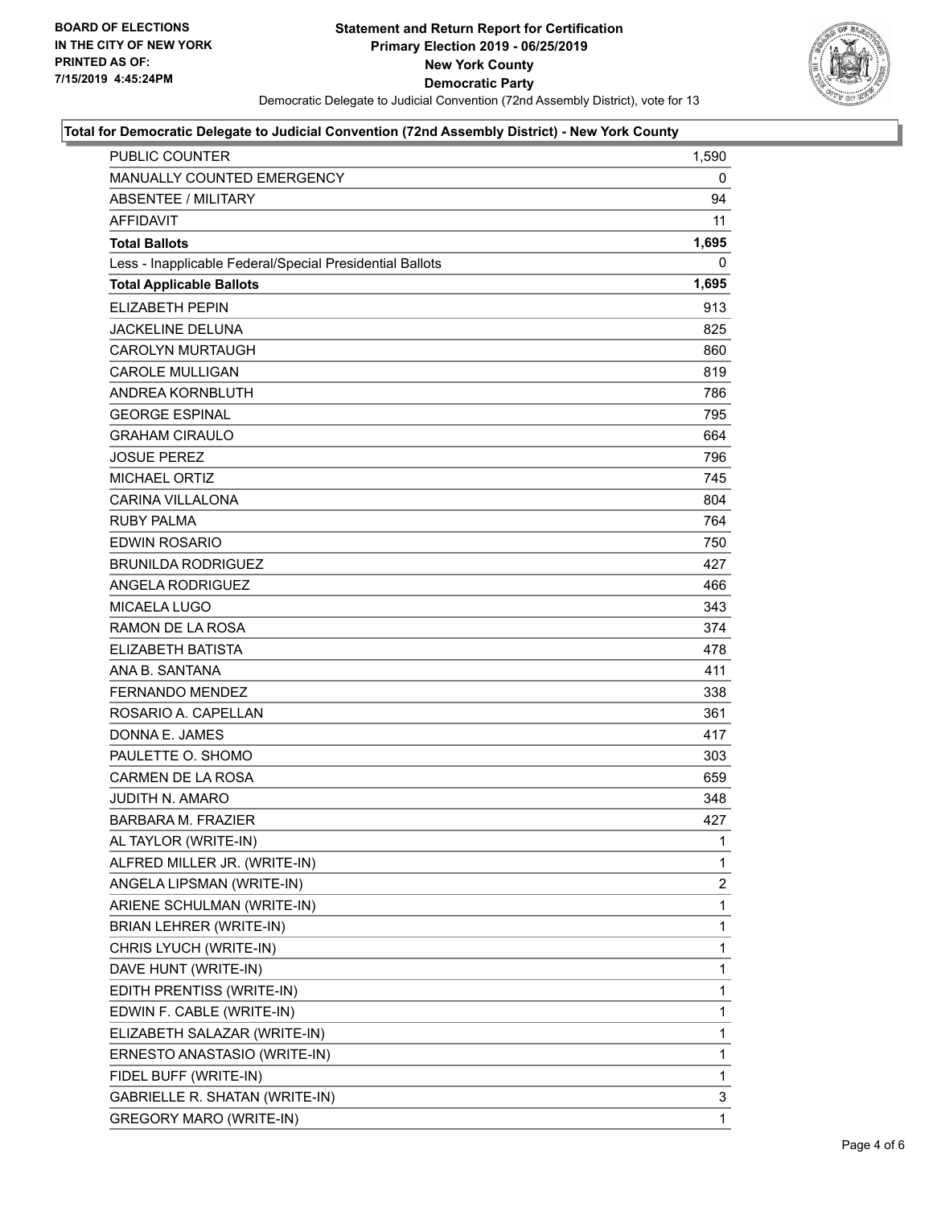**BOARD OF ELECTIONS IN THE CITY OF NEW YORK PRINTED AS OF: 7/15/2019 4:45:24PM**

# Statement and Return Report for Certification
## Primary Election 2019 - 06/25/2019
## New York County
## Democratic Party

Democratic Delegate to Judicial Convention (72nd Assembly District), vote for 13

### Total for Democratic Delegate to Judicial Convention (72nd Assembly District) - New York County

| | |
|---|---|
| PUBLIC COUNTER | 1,590 |
| MANUALLY COUNTED EMERGENCY | 0 |
| ABSENTEE / MILITARY | 94 |
| AFFIDAVIT | 11 |
| **Total Ballots** | **1,695** |
| Less - Inapplicable Federal/Special Presidential Ballots | 0 |
| **Total Applicable Ballots** | **1,695** |
| ELIZABETH PEPIN | 913 |
| JACKELINE DELUNA | 825 |
| CAROLYN MURTAUGH | 860 |
| CAROLE MULLIGAN | 819 |
| ANDREA KORNBLUTH | 786 |
| GEORGE ESPINAL | 795 |
| GRAHAM CIRAULO | 664 |
| JOSUE PEREZ | 796 |
| MICHAEL ORTIZ | 745 |
| CARINA VILLALONA | 804 |
| RUBY PALMA | 764 |
| EDWIN ROSARIO | 750 |
| BRUNILDA RODRIGUEZ | 427 |
| ANGELA RODRIGUEZ | 466 |
| MICAELA LUGO | 343 |
| RAMON DE LA ROSA | 374 |
| ELIZABETH BATISTA | 478 |
| ANA B. SANTANA | 411 |
| FERNANDO MENDEZ | 338 |
| ROSARIO A. CAPELLAN | 361 |
| DONNA E. JAMES | 417 |
| PAULETTE O. SHOMO | 303 |
| CARMEN DE LA ROSA | 659 |
| JUDITH N. AMARO | 348 |
| BARBARA M. FRAZIER | 427 |
| AL TAYLOR (WRITE-IN) | 1 |
| ALFRED MILLER JR. (WRITE-IN) | 1 |
| ANGELA LIPSMAN (WRITE-IN) | 2 |
| ARIENE SCHULMAN (WRITE-IN) | 1 |
| BRIAN LEHRER (WRITE-IN) | 1 |
| CHRIS LYUCH (WRITE-IN) | 1 |
| DAVE HUNT (WRITE-IN) | 1 |
| EDITH PRENTISS (WRITE-IN) | 1 |
| EDWIN F. CABLE (WRITE-IN) | 1 |
| ELIZABETH SALAZAR (WRITE-IN) | 1 |
| ERNESTO ANASTASIO (WRITE-IN) | 1 |
| FIDEL BUFF (WRITE-IN) | 1 |
| GABRIELLE R. SHATAN (WRITE-IN) | 3 |
| GREGORY MARO (WRITE-IN) | 1 |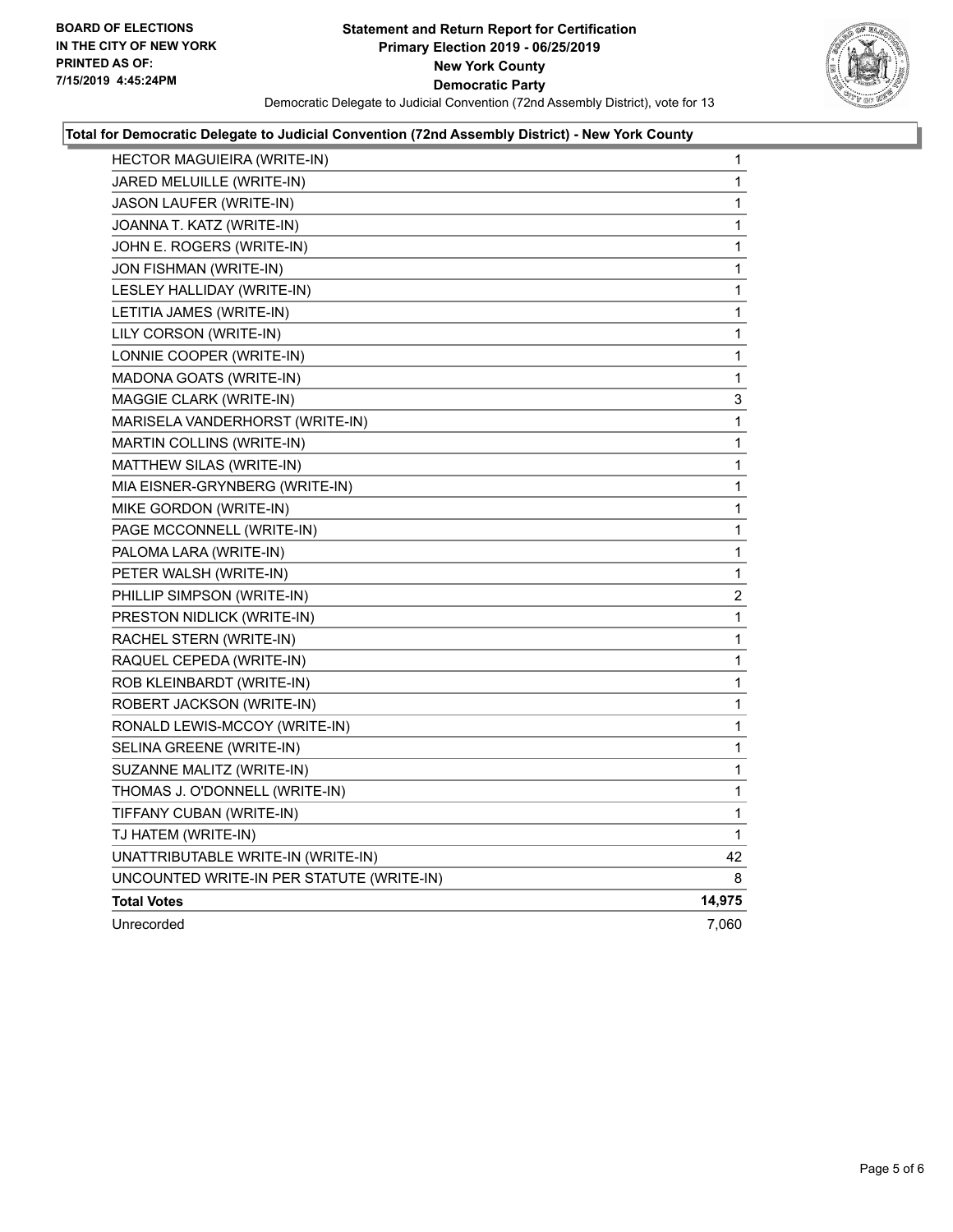**BOARD OF ELECTIONS IN THE CITY OF NEW YORK PRINTED AS OF: 7/15/2019 4:45:24PM**

# Statement and Return Report for Certification
## Primary Election 2019 - 06/25/2019
## New York County
## Democratic Party

Democratic Delegate to Judicial Convention (72nd Assembly District), vote for 13

### Total for Democratic Delegate to Judicial Convention (72nd Assembly District) - New York County

| Candidate | Votes |
|---|---|
| HECTOR MAGUIEIRA (WRITE-IN) | 1 |
| JARED MELUILLE (WRITE-IN) | 1 |
| JASON LAUFER (WRITE-IN) | 1 |
| JOANNA T. KATZ (WRITE-IN) | 1 |
| JOHN E. ROGERS (WRITE-IN) | 1 |
| JON FISHMAN (WRITE-IN) | 1 |
| LESLEY HALLIDAY (WRITE-IN) | 1 |
| LETITIA JAMES (WRITE-IN) | 1 |
| LILY CORSON (WRITE-IN) | 1 |
| LONNIE COOPER (WRITE-IN) | 1 |
| MADONA GOATS (WRITE-IN) | 1 |
| MAGGIE CLARK (WRITE-IN) | 3 |
| MARISELA VANDERHORST (WRITE-IN) | 1 |
| MARTIN COLLINS (WRITE-IN) | 1 |
| MATTHEW SILAS (WRITE-IN) | 1 |
| MIA EISNER-GRYNBERG (WRITE-IN) | 1 |
| MIKE GORDON (WRITE-IN) | 1 |
| PAGE MCCONNELL (WRITE-IN) | 1 |
| PALOMA LARA (WRITE-IN) | 1 |
| PETER WALSH (WRITE-IN) | 1 |
| PHILLIP SIMPSON (WRITE-IN) | 2 |
| PRESTON NIDLICK (WRITE-IN) | 1 |
| RACHEL STERN (WRITE-IN) | 1 |
| RAQUEL CEPEDA (WRITE-IN) | 1 |
| ROB KLEINBARDT (WRITE-IN) | 1 |
| ROBERT JACKSON (WRITE-IN) | 1 |
| RONALD LEWIS-MCCOY (WRITE-IN) | 1 |
| SELINA GREENE (WRITE-IN) | 1 |
| SUZANNE MALITZ (WRITE-IN) | 1 |
| THOMAS J. O'DONNELL (WRITE-IN) | 1 |
| TIFFANY CUBAN (WRITE-IN) | 1 |
| TJ HATEM (WRITE-IN) | 1 |
| UNATTRIBUTABLE WRITE-IN (WRITE-IN) | 42 |
| UNCOUNTED WRITE-IN PER STATUTE (WRITE-IN) | 8 |
| **Total Votes** | **14,975** |
| Unrecorded | 7,060 |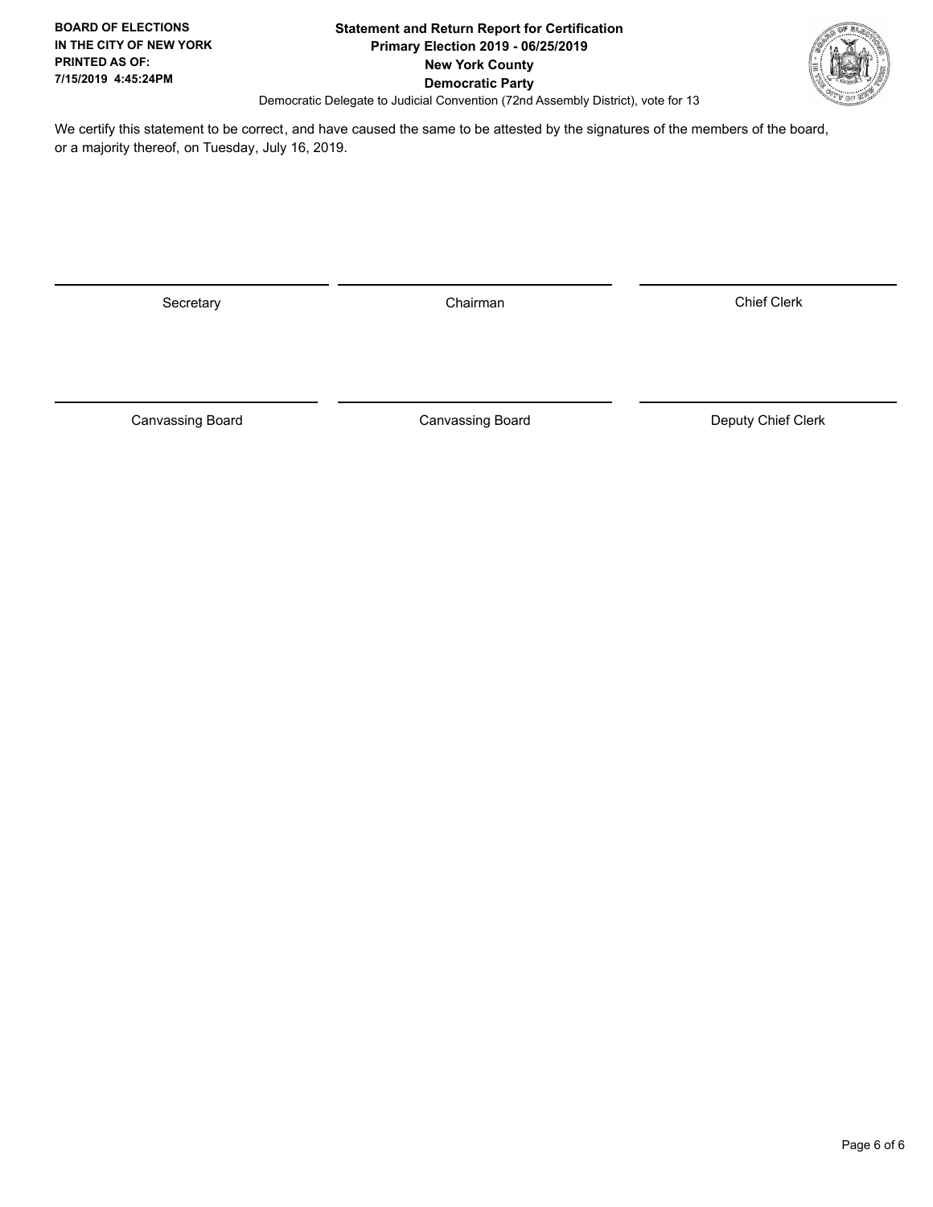**BOARD OF ELECTIONS IN THE CITY OF NEW YORK PRINTED AS OF: 7/15/2019 4:45:24PM**

**Statement and Return Report for Certification**
**Primary Election 2019 - 06/25/2019**
**New York County**
**Democratic Party**

Democratic Delegate to Judicial Convention (72nd Assembly District), vote for 13

We certify this statement to be correct, and have caused the same to be attested by the signatures of the members of the board, or a majority thereof, on Tuesday, July 16, 2019.

| | | |
|---|---|---|
| Secretary | Chairman | Chief Clerk |
| Canvassing Board | Canvassing Board | Deputy Chief Clerk |